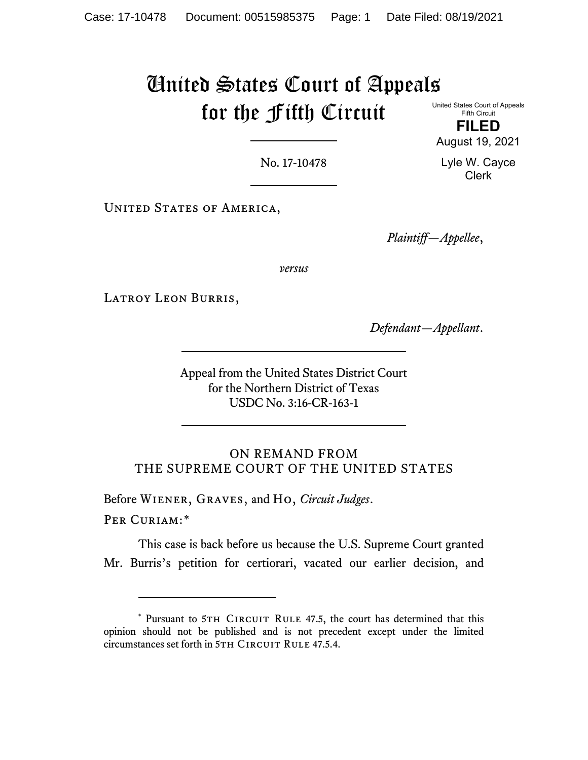# United States Court of Appeals for the Fifth Circuit

United States Court of Appeals
Fifth Circuit

**FILED**

August 19, 2021

Lyle W. Cayce
Clerk

---

No. 17-10478

---

United States of America,

*Plaintiff—Appellee*,

*versus*

Latroy Leon Burris,

*Defendant—Appellant*.

---

Appeal from the United States District Court
for the Northern District of Texas
USDC No. 3:16-CR-163-1

---

ON REMAND FROM
THE SUPREME COURT OF THE UNITED STATES

Before Wiener, Graves, and Ho, *Circuit Judges*.

Per Curiam:*

This case is back before us because the U.S. Supreme Court granted Mr. Burris's petition for certiorari, vacated our earlier decision, and

---

\* Pursuant to 5th Circuit Rule 47.5, the court has determined that this opinion should not be published and is not precedent except under the limited circumstances set forth in 5th Circuit Rule 47.5.4.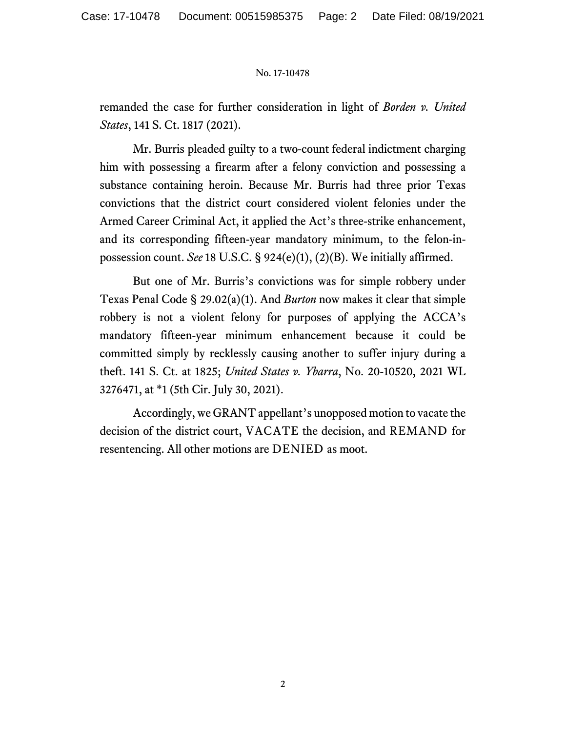remanded the case for further consideration in light of *Borden v. United States*, 141 S. Ct. 1817 (2021).

Mr. Burris pleaded guilty to a two-count federal indictment charging him with possessing a firearm after a felony conviction and possessing a substance containing heroin. Because Mr. Burris had three prior Texas convictions that the district court considered violent felonies under the Armed Career Criminal Act, it applied the Act's three-strike enhancement, and its corresponding fifteen-year mandatory minimum, to the felon-in-possession count. *See* 18 U.S.C. § 924(e)(1), (2)(B). We initially affirmed.

But one of Mr. Burris's convictions was for simple robbery under Texas Penal Code § 29.02(a)(1). And *Burton* now makes it clear that simple robbery is not a violent felony for purposes of applying the ACCA's mandatory fifteen-year minimum enhancement because it could be committed simply by recklessly causing another to suffer injury during a theft. 141 S. Ct. at 1825; *United States v. Ybarra*, No. 20-10520, 2021 WL 3276471, at *1 (5th Cir. July 30, 2021).

Accordingly, we GRANT appellant's unopposed motion to vacate the decision of the district court, VACATE the decision, and REMAND for resentencing. All other motions are DENIED as moot.